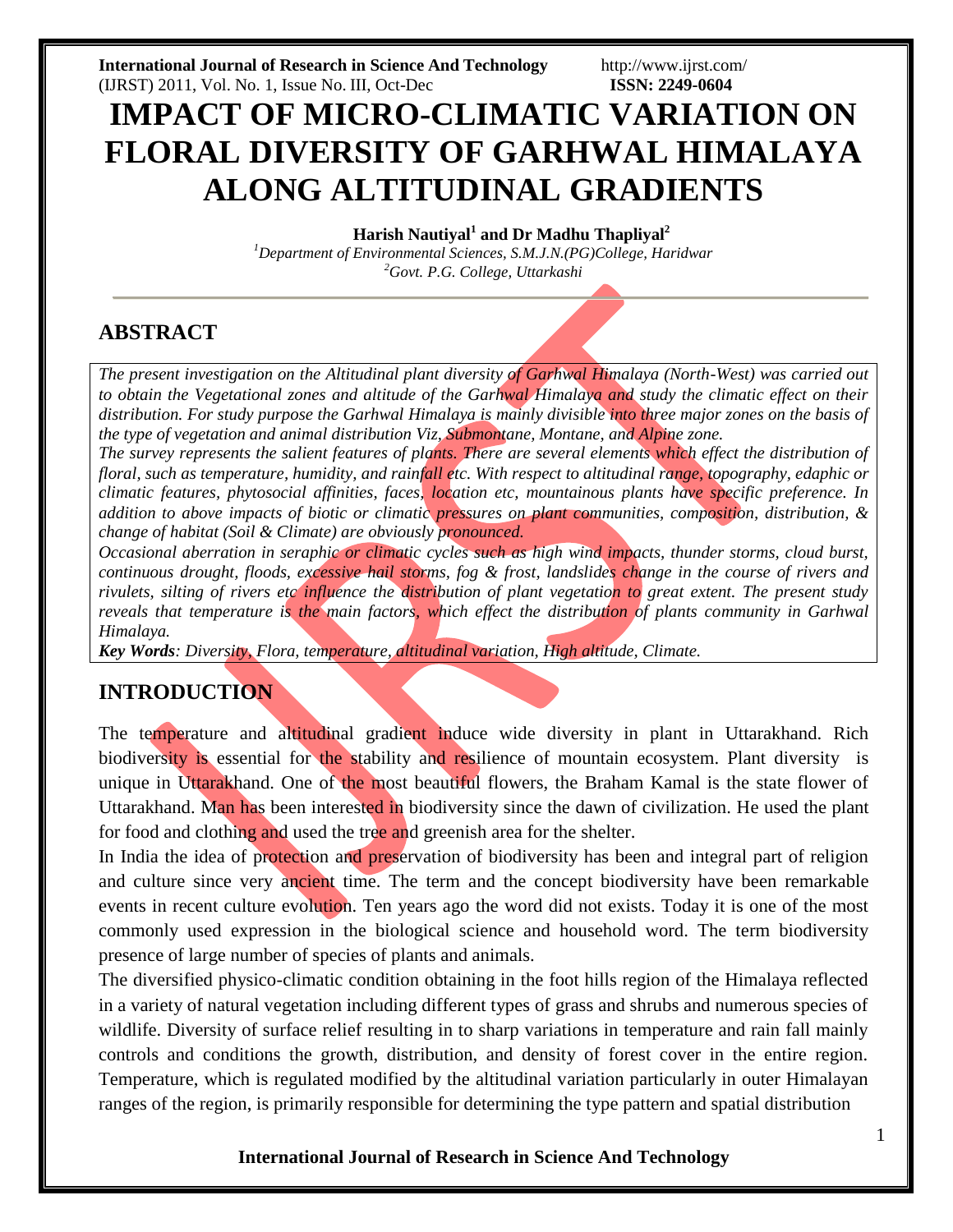# IMPACT OF MICRO-CLIMATIC VARIATION ON FLORAL DIVERSITY OF GARHWAL HIMALAYA ALONG ALTITUDINAL GRADIENTS

**Harish Nautiyal[1] and Dr Madhu Thapliyal[2]**

[1]*Department of Environmental Sciences, S.M.J.N.(PG)College, Haridwar*
[2]*Govt. P.G. College, Uttarkashi*

## ABSTRACT

*The present investigation on the Altitudinal plant diversity of Garhwal Himalaya (North-West) was carried out to obtain the Vegetational zones and altitude of the Garhwal Himalaya and study the climatic effect on their distribution. For study purpose the Garhwal Himalaya is mainly divisible into three major zones on the basis of the type of vegetation and animal distribution Viz, Submontane, Montane, and Alpine zone.*

*The survey represents the salient features of plants. There are several elements which effect the distribution of floral, such as temperature, humidity, and rainfall etc. With respect to altitudinal range, topography, edaphic or climatic features, phytosocial affinities, faces, location etc, mountainous plants have specific preference. In addition to above impacts of biotic or climatic pressures on plant communities, composition, distribution, & change of habitat (Soil & Climate) are obviously pronounced.*

*Occasional aberration in seraphic or climatic cycles such as high wind impacts, thunder storms, cloud burst, continuous drought, floods, excessive hail storms, fog & frost, landslides change in the course of rivers and rivulets, silting of rivers etc influence the distribution of plant vegetation to great extent. The present study reveals that temperature is the main factors, which effect the distribution of plants community in Garhwal Himalaya.*

***Key Words**: Diversity, Flora, temperature, altitudinal variation, High altitude, Climate.*

## INTRODUCTION

The temperature and altitudinal gradient induce wide diversity in plant in Uttarakhand. Rich biodiversity is essential for the stability and resilience of mountain ecosystem. Plant diversity is unique in Uttarakhand. One of the most beautiful flowers, the Braham Kamal is the state flower of Uttarakhand. Man has been interested in biodiversity since the dawn of civilization. He used the plant for food and clothing and used the tree and greenish area for the shelter.

In India the idea of protection and preservation of biodiversity has been and integral part of religion and culture since very ancient time. The term and the concept biodiversity have been remarkable events in recent culture evolution. Ten years ago the word did not exists. Today it is one of the most commonly used expression in the biological science and household word. The term biodiversity presence of large number of species of plants and animals.

The diversified physico-climatic condition obtaining in the foot hills region of the Himalaya reflected in a variety of natural vegetation including different types of grass and shrubs and numerous species of wildlife. Diversity of surface relief resulting in to sharp variations in temperature and rain fall mainly controls and conditions the growth, distribution, and density of forest cover in the entire region. Temperature, which is regulated modified by the altitudinal variation particularly in outer Himalayan ranges of the region, is primarily responsible for determining the type pattern and spatial distribution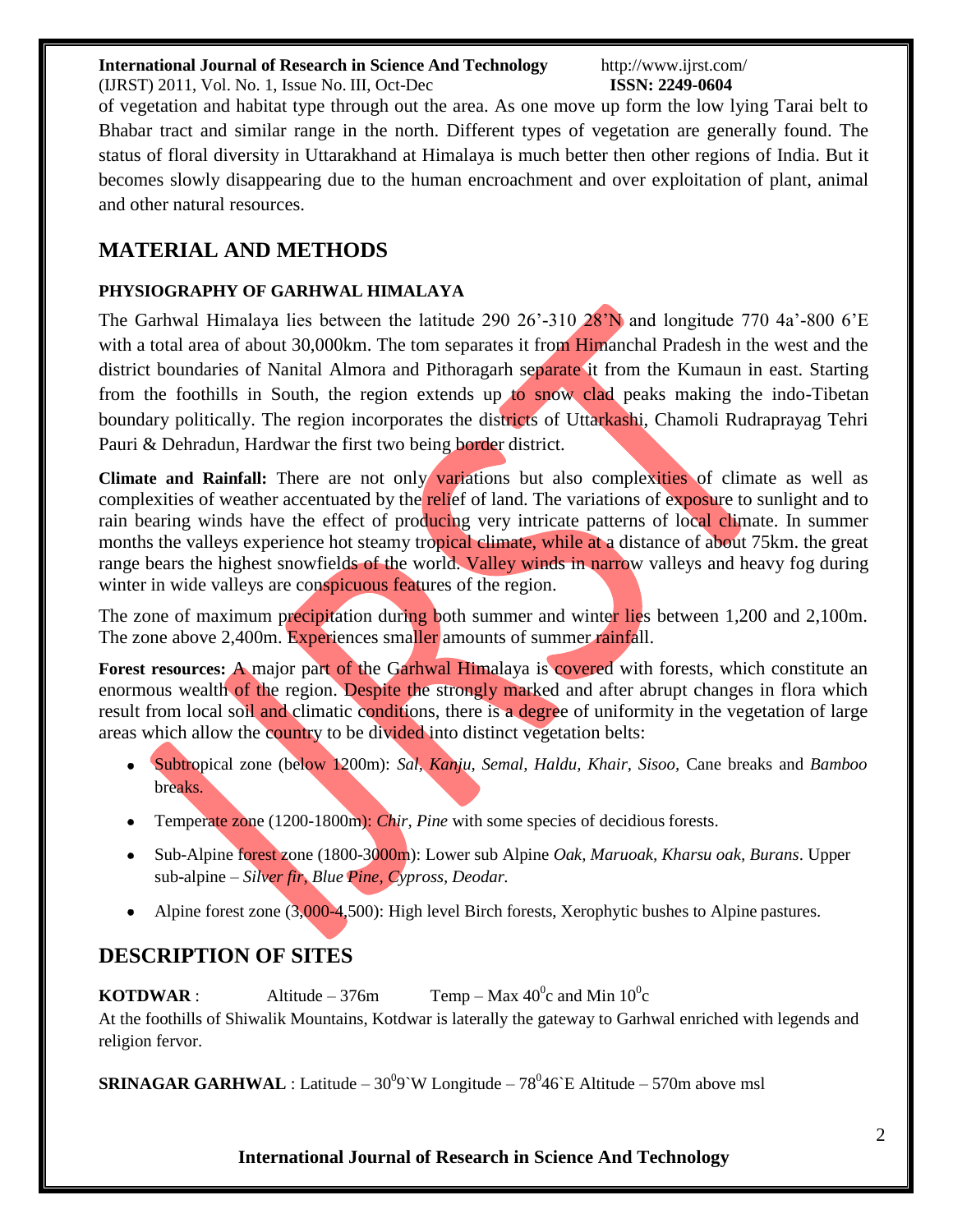of vegetation and habitat type through out the area. As one move up form the low lying Tarai belt to Bhabar tract and similar range in the north. Different types of vegetation are generally found. The status of floral diversity in Uttarakhand at Himalaya is much better then other regions of India. But it becomes slowly disappearing due to the human encroachment and over exploitation of plant, animal and other natural resources.

## MATERIAL AND METHODS

### PHYSIOGRAPHY OF GARHWAL HIMALAYA

The Garhwal Himalaya lies between the latitude 290 26'-310 28'N and longitude 770 4a'-800 6'E with a total area of about 30,000km. The tom separates it from Himanchal Pradesh in the west and the district boundaries of Nanital Almora and Pithoragarh separate it from the Kumaun in east. Starting from the foothills in South, the region extends up to snow clad peaks making the indo-Tibetan boundary politically. The region incorporates the districts of Uttarkashi, Chamoli Rudraprayag Tehri Pauri & Dehradun, Hardwar the first two being border district.

**Climate and Rainfall:** There are not only variations but also complexities of climate as well as complexities of weather accentuated by the relief of land. The variations of exposure to sunlight and to rain bearing winds have the effect of producing very intricate patterns of local climate. In summer months the valleys experience hot steamy tropical climate, while at a distance of about 75km. the great range bears the highest snowfields of the world. Valley winds in narrow valleys and heavy fog during winter in wide valleys are conspicuous features of the region.

The zone of maximum precipitation during both summer and winter lies between 1,200 and 2,100m. The zone above 2,400m. Experiences smaller amounts of summer rainfall.

**Forest resources:** A major part of the Garhwal Himalaya is covered with forests, which constitute an enormous wealth of the region. Despite the strongly marked and after abrupt changes in flora which result from local soil and climatic conditions, there is a degree of uniformity in the vegetation of large areas which allow the country to be divided into distinct vegetation belts:

- Subtropical zone (below 1200m): *Sal, Kanju, Semal, Haldu, Khair, Sisoo,* Cane breaks and *Bamboo* breaks.
- Temperate zone (1200-1800m): *Chir, Pine* with some species of decidious forests.
- Sub-Alpine forest zone (1800-3000m): Lower sub Alpine *Oak, Maruoak, Kharsu oak, Burans*. Upper sub-alpine – *Silver fir, Blue Pine, Cypross, Deodar.*
- Alpine forest zone (3,000-4,500): High level Birch forests, Xerophytic bushes to Alpine pastures.

## DESCRIPTION OF SITES

**KOTDWAR** : Altitude – 376m Temp – Max $40^0$c and Min $10^0$c

At the foothills of Shiwalik Mountains, Kotdwar is laterally the gateway to Garhwal enriched with legends and religion fervor.

**SRINAGAR GARHWAL** : Latitude – $30^0$9`W Longitude – $78^0$46`E Altitude – 570m above msl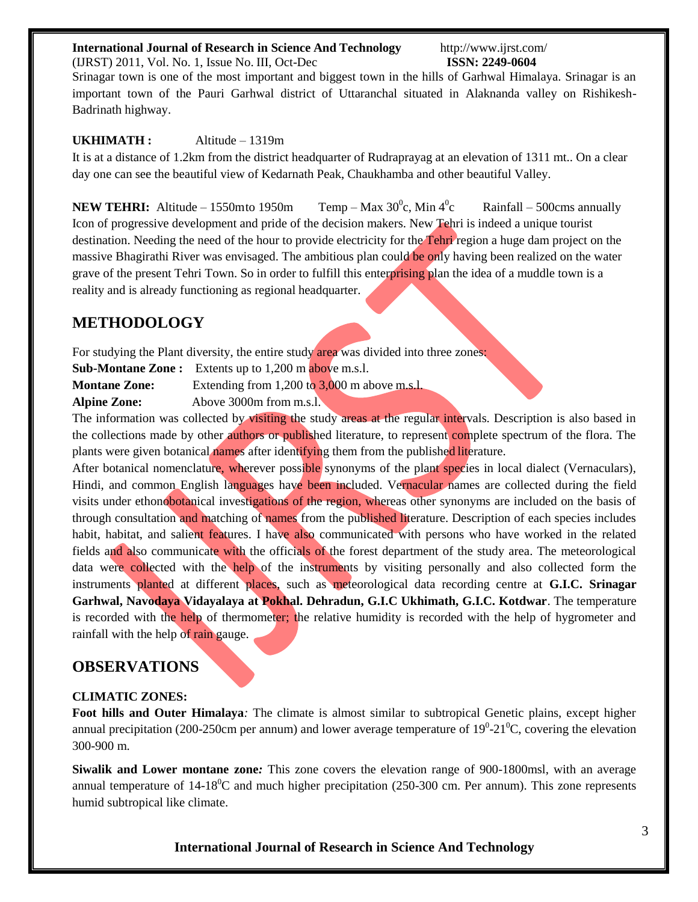Srinagar town is one of the most important and biggest town in the hills of Garhwal Himalaya. Srinagar is an important town of the Pauri Garhwal district of Uttaranchal situated in Alaknanda valley on Rishikesh-Badrinath highway.

**UKHIMATH :** Altitude – 1319m

It is at a distance of 1.2km from the district headquarter of Rudraprayag at an elevation of 1311 mt.. On a clear day one can see the beautiful view of Kedarnath Peak, Chaukhamba and other beautiful Valley.

**NEW TEHRI:** Altitude – 1550mto 1950m Temp – Max $30^0$c, Min $4^0$c Rainfall – 500cms annually

Icon of progressive development and pride of the decision makers. New Tehri is indeed a unique tourist destination. Needing the need of the hour to provide electricity for the Tehri region a huge dam project on the massive Bhagirathi River was envisaged. The ambitious plan could be only having been realized on the water grave of the present Tehri Town. So in order to fulfill this enterprising plan the idea of a muddle town is a reality and is already functioning as regional headquarter.

## METHODOLOGY

For studying the Plant diversity, the entire study area was divided into three zones:

**Sub-Montane Zone :** Extents up to 1,200 m above m.s.l.

**Montane Zone:** Extending from 1,200 to 3,000 m above m.s.l.

**Alpine Zone:** Above 3000m from m.s.l.

The information was collected by visiting the study areas at the regular intervals. Description is also based in the collections made by other authors or published literature, to represent complete spectrum of the flora. The plants were given botanical names after identifying them from the published literature.

After botanical nomenclature, wherever possible synonyms of the plant species in local dialect (Vernaculars), Hindi, and common English languages have been included. Vernacular names are collected during the field visits under ethonobotanical investigations of the region, whereas other synonyms are included on the basis of through consultation and matching of names from the published literature. Description of each species includes habit, habitat, and salient features. I have also communicated with persons who have worked in the related fields and also communicate with the officials of the forest department of the study area. The meteorological data were collected with the help of the instruments by visiting personally and also collected form the instruments planted at different places, such as meteorological data recording centre at **G.I.C. Srinagar Garhwal, Navodaya Vidayalaya at Pokhal. Dehradun, G.I.C Ukhimath, G.I.C. Kotdwar**. The temperature is recorded with the help of thermometer; the relative humidity is recorded with the help of hygrometer and rainfall with the help of rain gauge.

## OBSERVATIONS

**CLIMATIC ZONES:**

**Foot hills and Outer Himalaya***:* The climate is almost similar to subtropical Genetic plains, except higher annual precipitation (200-250cm per annum) and lower average temperature of $19^0$-$21^0$C, covering the elevation 300-900 m.

**Siwalik and Lower montane zone***:* This zone covers the elevation range of 900-1800msl, with an average annual temperature of 14-$18^0$C and much higher precipitation (250-300 cm. Per annum). This zone represents humid subtropical like climate.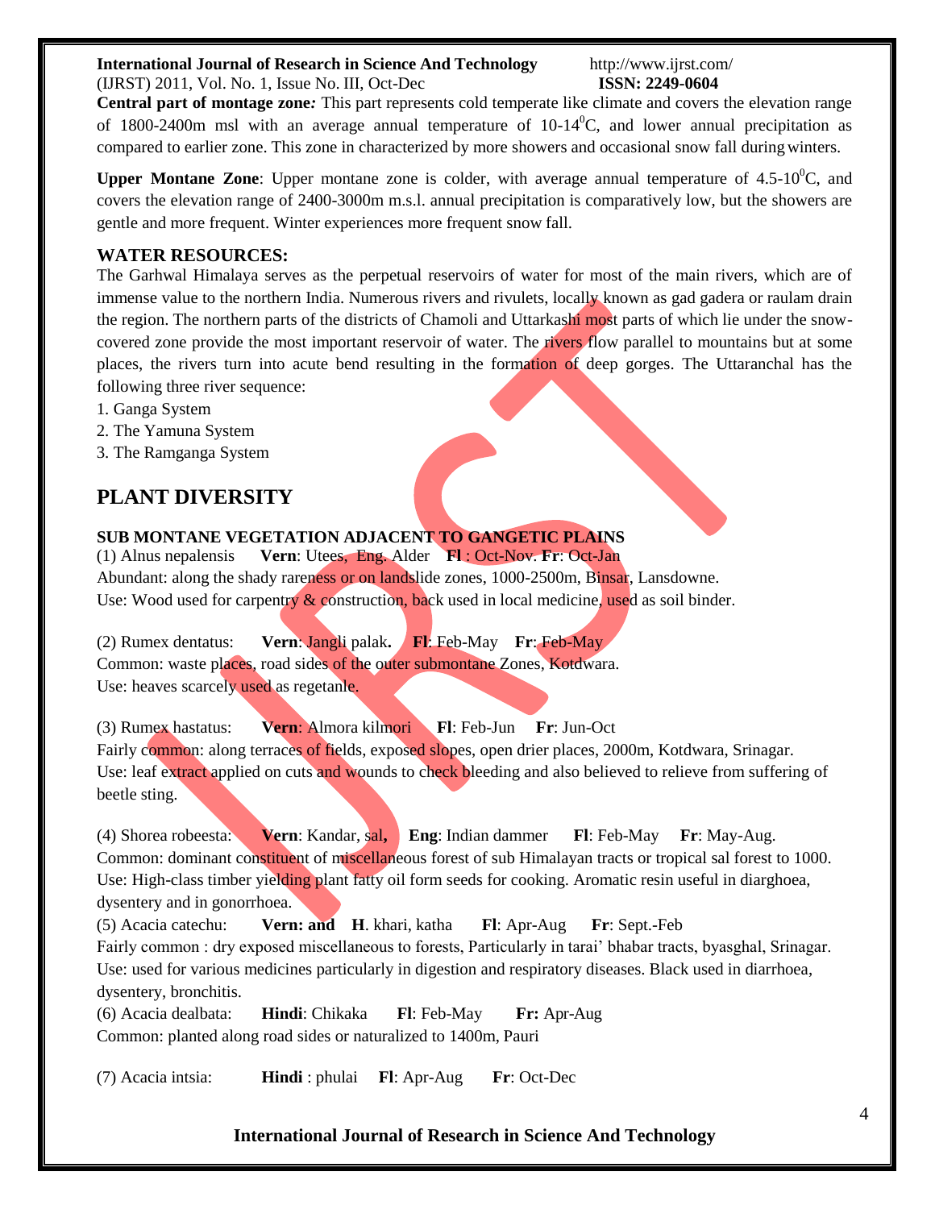**Central part of montage zone***:* This part represents cold temperate like climate and covers the elevation range of 1800-2400m msl with an average annual temperature of 10-14$^0$C, and lower annual precipitation as compared to earlier zone. This zone in characterized by more showers and occasional snow fall during winters.

**Upper Montane Zone**: Upper montane zone is colder, with average annual temperature of 4.5-10$^0$C, and covers the elevation range of 2400-3000m m.s.l. annual precipitation is comparatively low, but the showers are gentle and more frequent. Winter experiences more frequent snow fall.

### WATER RESOURCES:

The Garhwal Himalaya serves as the perpetual reservoirs of water for most of the main rivers, which are of immense value to the northern India. Numerous rivers and rivulets, locally known as gad gadera or raulam drain the region. The northern parts of the districts of Chamoli and Uttarkashi most parts of which lie under the snow-covered zone provide the most important reservoir of water. The rivers flow parallel to mountains but at some places, the rivers turn into acute bend resulting in the formation of deep gorges. The Uttaranchal has the following three river sequence:

1. Ganga System
2. The Yamuna System
3. The Ramganga System

## PLANT DIVERSITY

### SUB MONTANE VEGETATION ADJACENT TO GANGETIC PLAINS

(1) Alnus nepalensis **Vern**: Utees, Eng. Alder **Fl** : Oct-Nov. **Fr**: Oct-Jan
Abundant: along the shady rareness or on landslide zones, 1000-2500m, Binsar, Lansdowne.
Use: Wood used for carpentry & construction, back used in local medicine, used as soil binder.

(2) Rumex dentatus: **Vern**: Jangli palak**.** **Fl**: Feb-May **Fr**: Feb-May
Common: waste places, road sides of the outer submontane Zones, Kotdwara.
Use: heaves scarcely used as regetanle.

(3) Rumex hastatus: **Vern**: Almora kilmori **Fl**: Feb-Jun **Fr**: Jun-Oct
Fairly common: along terraces of fields, exposed slopes, open drier places, 2000m, Kotdwara, Srinagar.
Use: leaf extract applied on cuts and wounds to check bleeding and also believed to relieve from suffering of beetle sting.

(4) Shorea robeesta: **Vern**: Kandar, sal**,** **Eng**: Indian dammer **Fl**: Feb-May **Fr**: May-Aug.
Common: dominant constituent of miscellaneous forest of sub Himalayan tracts or tropical sal forest to 1000.
Use: High-class timber yielding plant fatty oil form seeds for cooking. Aromatic resin useful in diarghoea, dysentery and in gonorrhoea.

(5) Acacia catechu: **Vern: and** **H**. khari, katha **Fl**: Apr-Aug **Fr**: Sept.-Feb
Fairly common : dry exposed miscellaneous to forests, Particularly in tarai' bhabar tracts, byasghal, Srinagar.
Use: used for various medicines particularly in digestion and respiratory diseases. Black used in diarrhoea, dysentery, bronchitis.

(6) Acacia dealbata: **Hindi**: Chikaka **Fl**: Feb-May **Fr:** Apr-Aug
Common: planted along road sides or naturalized to 1400m, Pauri

(7) Acacia intsia: **Hindi** : phulai **Fl**: Apr-Aug **Fr**: Oct-Dec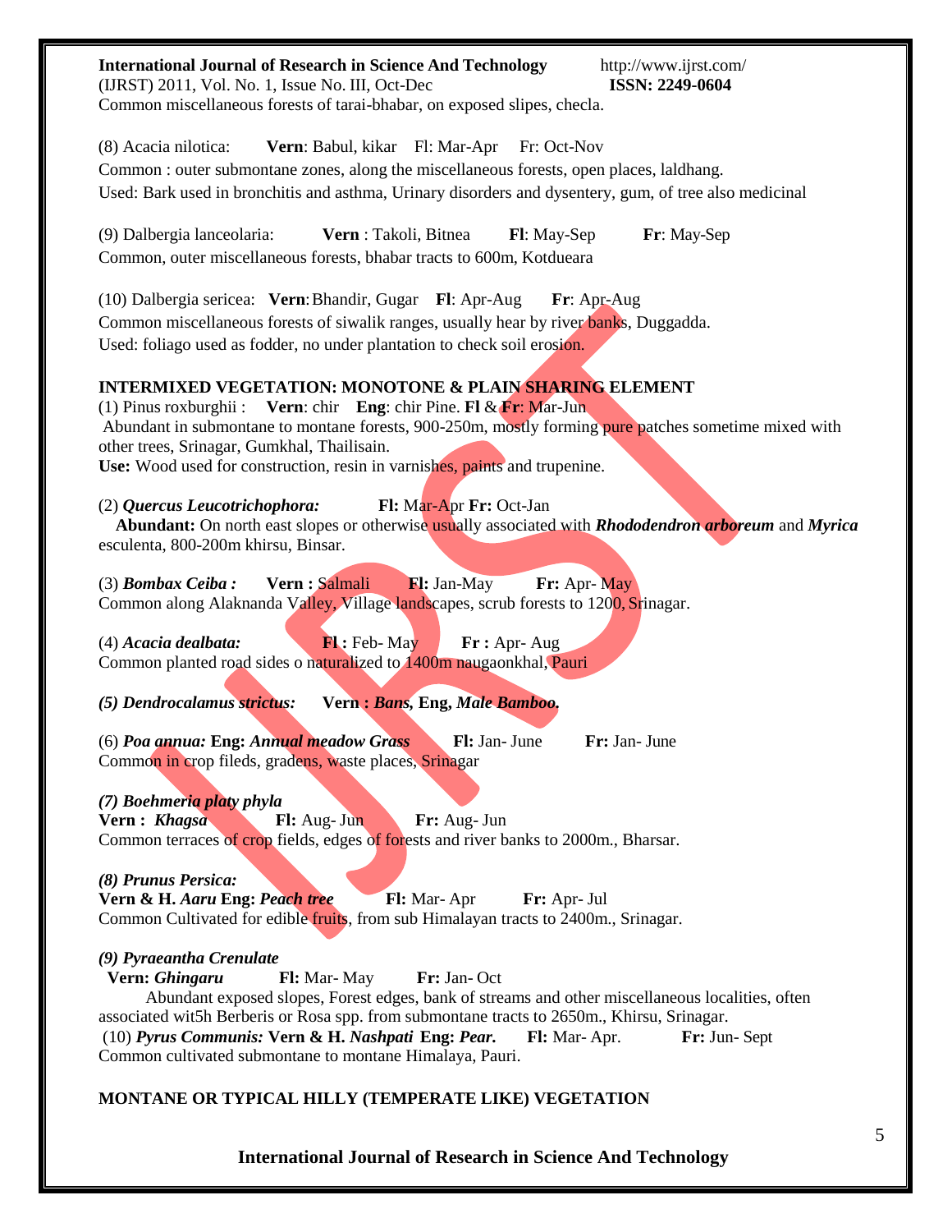Common miscellaneous forests of tarai-bhabar, on exposed slipes, checla.

(8) Acacia nilotica: **Vern**: Babul, kikar Fl: Mar-Apr Fr: Oct-Nov
Common : outer submontane zones, along the miscellaneous forests, open places, laldhang.
Used: Bark used in bronchitis and asthma, Urinary disorders and dysentery, gum, of tree also medicinal

(9) Dalbergia lanceolaria: **Vern** : Takoli, Bitnea **Fl**: May-Sep **Fr**: May-Sep
Common, outer miscellaneous forests, bhabar tracts to 600m, Kotdueara

(10) Dalbergia sericea: **Vern**: Bhandir, Gugar **Fl**: Apr-Aug **Fr**: Apr-Aug
Common miscellaneous forests of siwalik ranges, usually hear by river banks, Duggadda.
Used: foliago used as fodder, no under plantation to check soil erosion.

**INTERMIXED VEGETATION: MONOTONE & PLAIN SHARING ELEMENT**

(1) Pinus roxburghii : **Vern**: chir **Eng**: chir Pine. **Fl** & **Fr**: Mar-Jun
Abundant in submontane to montane forests, 900-250m, mostly forming pure patches sometime mixed with other trees, Srinagar, Gumkhal, Thailisain.
**Use:** Wood used for construction, resin in varnishes, paints and trupenine.

(2) ***Quercus Leucotrichophora:*** **Fl:** Mar-Apr **Fr:** Oct-Jan
**Abundant:** On north east slopes or otherwise usually associated with ***Rhododendron arboreum*** and ***Myrica*** esculenta, 800-200m khirsu, Binsar.

(3) ***Bombax Ceiba :*** **Vern :** Salmali **Fl:** Jan-May **Fr:** Apr- May
Common along Alaknanda Valley, Village landscapes, scrub forests to 1200, Srinagar.

(4) ***Acacia dealbata:*** **Fl :** Feb- May **Fr :** Apr- Aug
Common planted road sides o naturalized to 1400m naugaonkhal, Pauri

***(5) Dendrocalamus strictus:*** **Vern :** ***Bans*, Eng, *Male Bamboo.***

(6) ***Poa annua:*** **Eng:** ***Annual meadow Grass*** **Fl:** Jan- June **Fr:** Jan- June
Common in crop fileds, gradens, waste places, Srinagar

***(7) Boehmeria platy phyla***
**Vern :** ***Khagsa*** **Fl:** Aug- Jun **Fr:** Aug- Jun
Common terraces of crop fields, edges of forests and river banks to 2000m., Bharsar.

***(8) Prunus Persica:***
**Vern & H. *Aaru* Eng: *Peach tree*** **Fl:** Mar- Apr **Fr:** Apr- Jul
Common Cultivated for edible fruits, from sub Himalayan tracts to 2400m., Srinagar.

***(9) Pyraeantha Crenulate***
**Vern:** ***Ghingaru*** **Fl:** Mar- May **Fr:** Jan- Oct
Abundant exposed slopes, Forest edges, bank of streams and other miscellaneous localities, often associated wit5h Berberis or Rosa spp. from submontane tracts to 2650m., Khirsu, Srinagar.
(10) ***Pyrus Communis:*** **Vern & H.** ***Nashpati*** **Eng:** ***Pear.*** **Fl:** Mar- Apr. **Fr:** Jun- Sept
Common cultivated submontane to montane Himalaya, Pauri.

**MONTANE OR TYPICAL HILLY (TEMPERATE LIKE) VEGETATION**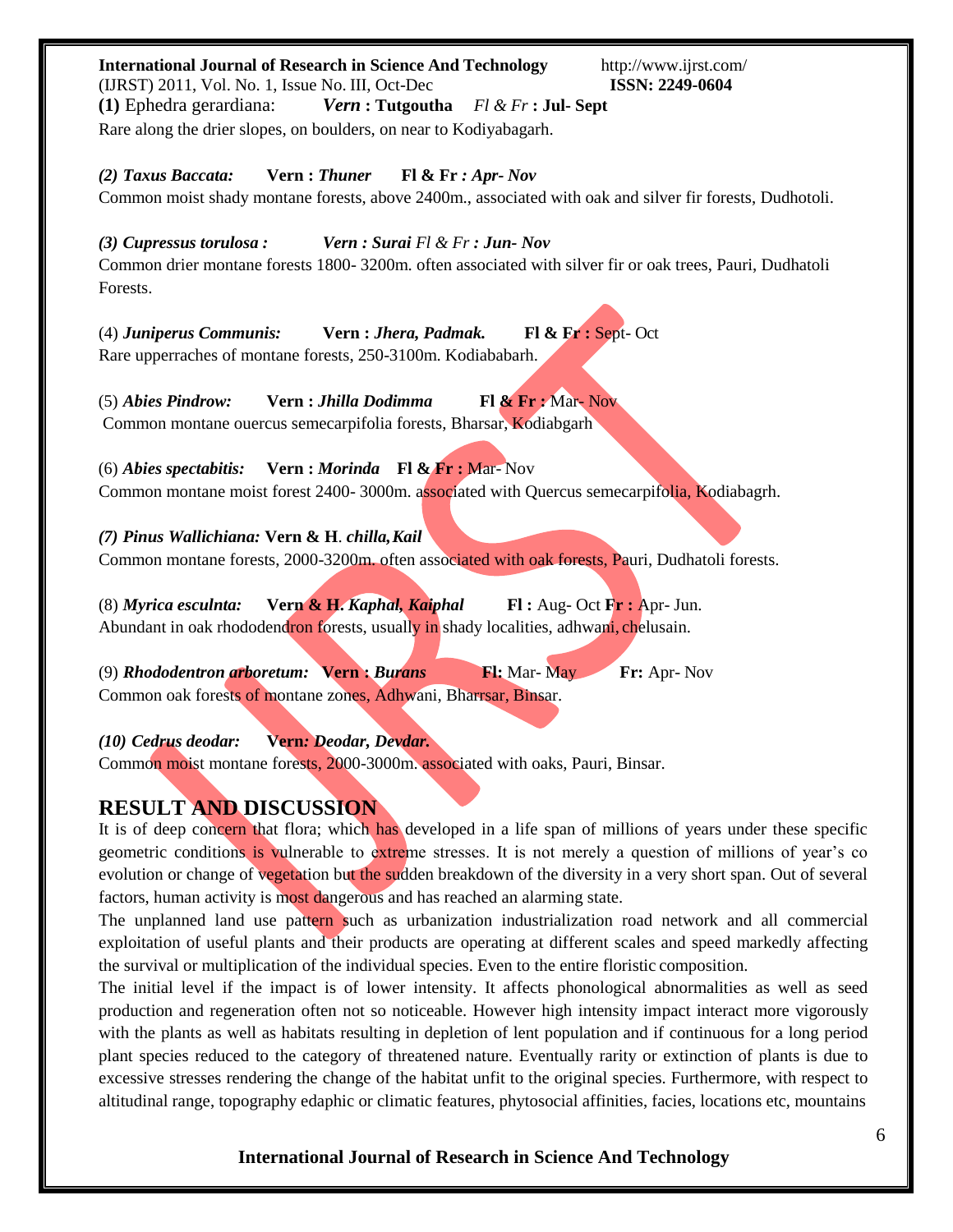**(1)** Ephedra gerardiana: ***Vern* : Tutgoutha** *Fl & Fr* **: Jul- Sept**
Rare along the drier slopes, on boulders, on near to Kodiyabagarh.

***(2) Taxus Baccata:*** **Vern :** ***Thuner*** **Fl & Fr** ***: Apr- Nov***
Common moist shady montane forests, above 2400m., associated with oak and silver fir forests, Dudhotoli.

***(3) Cupressus torulosa :*** ***Vern : Surai*** *Fl & Fr* ***: Jun- Nov***
Common drier montane forests 1800- 3200m. often associated with silver fir or oak trees, Pauri, Dudhatoli Forests.

(4) ***Juniperus Communis:*** **Vern :** ***Jhera, Padmak.*** **Fl & Fr :** Sept- Oct
Rare upperraches of montane forests, 250-3100m. Kodiababarh.

(5) ***Abies Pindrow:*** **Vern :** ***Jhilla Dodimma*** **Fl & Fr :** Mar- Nov
Common montane ouercus semecarpifolia forests, Bharsar, Kodiabgarh

(6) ***Abies spectabitis:*** **Vern :** ***Morinda*** **Fl & Fr :** Mar- Nov
Common montane moist forest 2400- 3000m. associated with Quercus semecarpifolia, Kodiabagrh.

***(7) Pinus Wallichiana:*** **Vern & H**. ***chilla, Kail***
Common montane forests, 2000-3200m. often associated with oak forests, Pauri, Dudhatoli forests.

(8) ***Myrica esculnta:*** **Vern & H.** ***Kaphal, Kaiphal*** **Fl :** Aug- Oct **Fr :** Apr- Jun.
Abundant in oak rhododendron forests, usually in shady localities, adhwani, chelusain.

(9) ***Rhododentron arboretum:*** **Vern :** ***Burans*** **Fl:** Mar- May **Fr:** Apr- Nov
Common oak forests of montane zones, Adhwani, Bharrsar, Binsar.

***(10) Cedrus deodar:*** **Vern*: Deodar, Devdar.***
Common moist montane forests, 2000-3000m. associated with oaks, Pauri, Binsar.

## RESULT AND DISCUSSION

It is of deep concern that flora; which has developed in a life span of millions of years under these specific geometric conditions is vulnerable to extreme stresses. It is not merely a question of millions of year's co evolution or change of vegetation but the sudden breakdown of the diversity in a very short span. Out of several factors, human activity is most dangerous and has reached an alarming state.

The unplanned land use pattern such as urbanization industrialization road network and all commercial exploitation of useful plants and their products are operating at different scales and speed markedly affecting the survival or multiplication of the individual species. Even to the entire floristic composition.

The initial level if the impact is of lower intensity. It affects phonological abnormalities as well as seed production and regeneration often not so noticeable. However high intensity impact interact more vigorously with the plants as well as habitats resulting in depletion of lent population and if continuous for a long period plant species reduced to the category of threatened nature. Eventually rarity or extinction of plants is due to excessive stresses rendering the change of the habitat unfit to the original species. Furthermore, with respect to altitudinal range, topography edaphic or climatic features, phytosocial affinities, facies, locations etc, mountains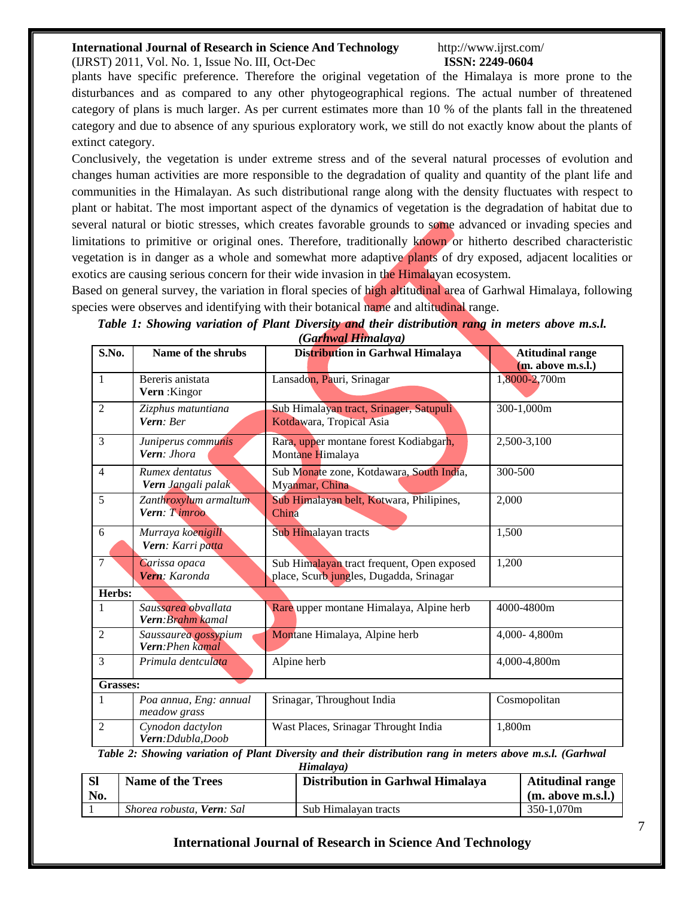plants have specific preference. Therefore the original vegetation of the Himalaya is more prone to the disturbances and as compared to any other phytogeographical regions. The actual number of threatened category of plans is much larger. As per current estimates more than 10 % of the plants fall in the threatened category and due to absence of any spurious exploratory work, we still do not exactly know about the plants of extinct category.

Conclusively, the vegetation is under extreme stress and of the several natural processes of evolution and changes human activities are more responsible to the degradation of quality and quantity of the plant life and communities in the Himalayan. As such distributional range along with the density fluctuates with respect to plant or habitat. The most important aspect of the dynamics of vegetation is the degradation of habitat due to several natural or biotic stresses, which creates favorable grounds to some advanced or invading species and limitations to primitive or original ones. Therefore, traditionally known or hitherto described characteristic vegetation is in danger as a whole and somewhat more adaptive plants of dry exposed, adjacent localities or exotics are causing serious concern for their wide invasion in the Himalayan ecosystem.

Based on general survey, the variation in floral species of high altitudinal area of Garhwal Himalaya, following species were observes and identifying with their botanical name and altitudinal range.

***Table 1: Showing variation of Plant Diversity and their distribution rang in meters above m.s.l. (Garhwal Himalaya)***

| S.No. | Name of the shrubs | Distribution in Garhwal Himalaya | Atitudinal range (m. above m.s.l.) |
|---|---|---|---|
| 1 | Bereris anistata **Vern** :Kingor | Lansadon, Pauri, Srinagar | 1,8000-2,700m |
| 2 | *Zizphus matuntiana* ***Vern**: Ber* | Sub Himalayan tract, Srinager, Satupuli Kotdawara, Tropical Asia | 300-1,000m |
| 3 | *Juniperus communis* ***Vern**: Jhora* | Rara, upper montane forest Kodiabgarh, Montane Himalaya | 2,500-3,100 |
| 4 | *Rumex dentatus* ***Vern** Jangali palak* | Sub Monate zone, Kotdawara, South India, Myanmar, China | 300-500 |
| 5 | *Zanthroxylum armaltum* ***Vern**: T imroo* | Sub Himalayan belt, Kotwara, Philipines, China | 2,000 |
| 6 | *Murraya koenigill* ***Vern**: Karri patta* | Sub Himalayan tracts | 1,500 |
| 7 | *Carissa opaca* ***Vern**: Karonda* | Sub Himalayan tract frequent, Open exposed place, Scurb jungles, Dugadda, Srinagar | 1,200 |
| **Herbs:** | | | |
| 1 | *Saussarea obvallata* ***Vern**:Brahm kamal* | Rare upper montane Himalaya, Alpine herb | 4000-4800m |
| 2 | *Saussaurea gossypium* ***Vern**:Phen kamal* | Montane Himalaya, Alpine herb | 4,000- 4,800m |
| 3 | *Primula dentculata* | Alpine herb | 4,000-4,800m |
| **Grasses:** | | | |
| 1 | *Poa annua, Eng: annual meadow grass* | Srinagar, Throughout India | Cosmopolitan |
| 2 | *Cynodon dactylon* ***Vern**:Ddubla,Doob* | Wast Places, Srinagar Throught India | 1,800m |

***Table 2: Showing variation of Plant Diversity and their distribution rang in meters above m.s.l. (Garhwal Himalaya)***

| Sl No. | Name of the Trees | Distribution in Garhwal Himalaya | Atitudinal range (m. above m.s.l.) |
|---|---|---|---|
| 1 | *Shorea robusta, **Vern**: Sal* | Sub Himalayan tracts | 350-1,070m |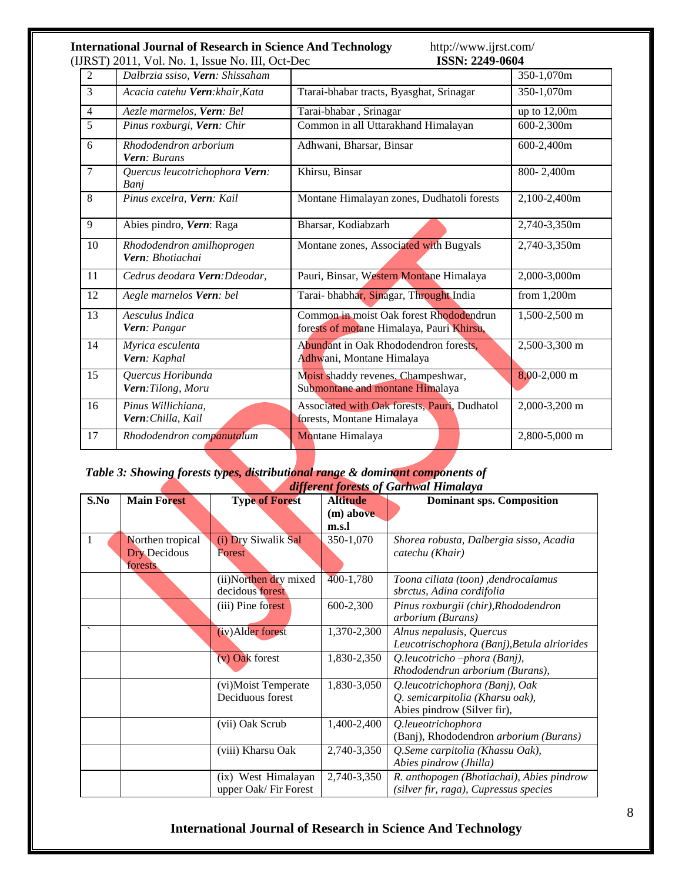| 2 | *Dalbrzia ssiso, **Vern**: Shissaham* | | 350-1,070m |
|---|---|---|---|
| 3 | *Acacia catehu **Vern**:khair,Kata* | Ttarai-bhabar tracts, Byasghat, Srinagar | 350-1,070m |
| 4 | *Aezle marmelos, **Vern**: Bel* | Tarai-bhabar , Srinagar | up to 12,00m |
| 5 | *Pinus roxburgi, **Vern**: Chir* | Common in all Uttarakhand Himalayan | 600-2,300m |
| 6 | *Rhododendron arborium **Vern**: Burans* | Adhwani, Bharsar, Binsar | 600-2,400m |
| 7 | *Quercus leucotrichophora **Vern**: Banj* | Khirsu, Binsar | 800- 2,400m |
| 8 | *Pinus excelra, **Vern**: Kail* | Montane Himalayan zones, Dudhatoli forests | 2,100-2,400m |
| 9 | Abies pindro, ***Vern***: Raga | Bharsar, Kodiabzarh | 2,740-3,350m |
| 10 | *Rhododendron amilhoprogen **Vern**: Bhotiachai* | Montane zones, Associated with Bugyals | 2,740-3,350m |
| 11 | *Cedrus deodara **Vern**:Ddeodar,* | Pauri, Binsar, Western Montane Himalaya | 2,000-3,000m |
| 12 | *Aegle marnelos **Vern**: bel* | Tarai- bhabhar, Sinagar, Throught India | from 1,200m |
| 13 | *Aesculus Indica **Vern**: Pangar* | Common in moist Oak forest Rhododendrun forests of motane Himalaya, Pauri Khirsu, | 1,500-2,500 m |
| 14 | *Myrica esculenta **Vern**: Kaphal* | Abundant in Oak Rhododendron forests, Adhwani, Montane Himalaya | 2,500-3,300 m |
| 15 | *Quercus Horibunda **Vern**:Tilong, Moru* | Moist shaddy revenes, Champeshwar, Submontane and montane Himalaya | 8,00-2,000 m |
| 16 | *Pinus Willichiana, **Vern**:Chilla, Kail* | Associated with Oak forests, Pauri, Dudhatol forests, Montane Himalaya | 2,000-3,200 m |
| 17 | *Rhododendron companutalum* | Montane Himalaya | 2,800-5,000 m |

***Table 3: Showing forests types, distributional range & dominant components of different forests of Garhwal Himalaya***

| S.No | Main Forest | Type of Forest | Altitude (m) above m.s.l | Dominant sps. Composition |
|---|---|---|---|---|
| 1 | Northen tropical Dry Decidous forests | (i) Dry Siwalik Sal Forest | 350-1,070 | *Shorea robusta, Dalbergia sisso, Acadia catechu (Khair)* |
| | | (ii)Northen dry mixed decidous forest | 400-1,780 | *Toona ciliata (toon) ,dendrocalamus sbrctus, Adina cordifolia* |
| | | (iii) Pine forest | 600-2,300 | *Pinus roxburgii (chir),Rhododendron arborium (Burans)* |
| ` | | (iv)Alder forest | 1,370-2,300 | *Alnus nepalusis, Quercus Leucotrischophora (Banj),Betula alriorides* |
| | | (v) Oak forest | 1,830-2,350 | *Q.leucotricho –phora (Banj), Rhododendrun arborium (Burans),* |
| | | (vi)Moist Temperate Deciduous forest | 1,830-3,050 | *Q.leucotrichophora (Banj), Oak Q. semicarpitolia (Kharsu oak),* Abies pindrow (Silver fir), |
| | | (vii) Oak Scrub | 1,400-2,400 | *Q.leueotrichophora* (Banj), Rhododendron *arborium (Burans)* |
| | | (viii) Kharsu Oak | 2,740-3,350 | *Q.Seme carpitolia (Khassu Oak), Abies pindrow (Jhilla)* |
| | | (ix) West Himalayan upper Oak/ Fir Forest | 2,740-3,350 | *R. anthopogen (Bhotiachai), Abies pindrow (silver fir, raga), Cupressus species* |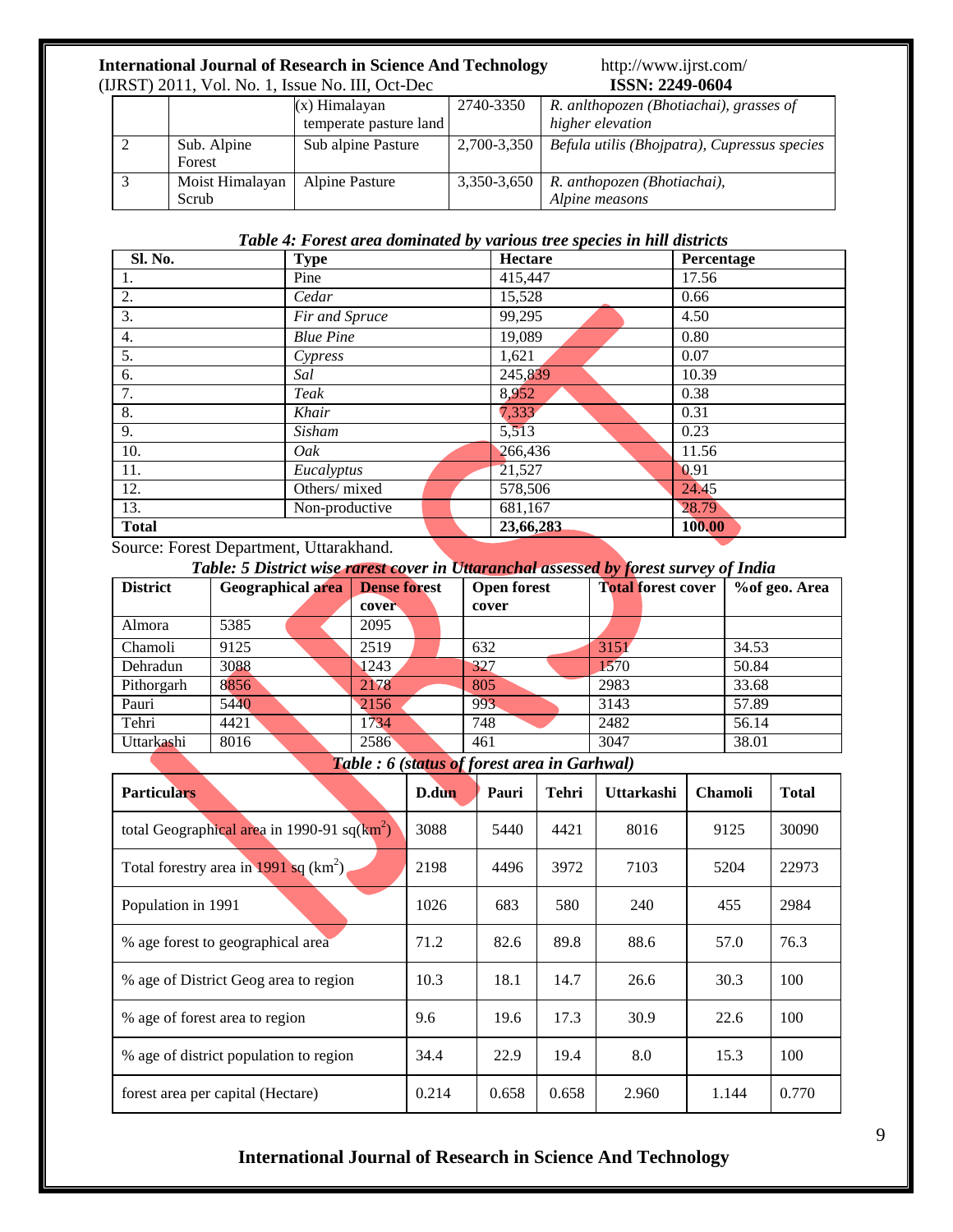|  |  | (x) Himalayan temperate pasture land | 2740-3350 | *R. anlthopozen (Bhotiachai), grasses of higher elevation* |
|---|---|---|---|---|
| 2 | Sub. Alpine Forest | Sub alpine Pasture | 2,700-3,350 | *Befula utilis (Bhojpatra), Cupressus species* |
| 3 | Moist Himalayan Scrub | Alpine Pasture | 3,350-3,650 | *R. anthopozen (Bhotiachai), Alpine measons* |

***Table 4: Forest area dominated by various tree species in hill districts***

| Sl. No. | Type | Hectare | Percentage |
|---|---|---|---|
| 1. | Pine | 415,447 | 17.56 |
| 2. | *Cedar* | 15,528 | 0.66 |
| 3. | *Fir and Spruce* | 99,295 | 4.50 |
| 4. | *Blue Pine* | 19,089 | 0.80 |
| 5. | *Cypress* | 1,621 | 0.07 |
| 6. | *Sal* | 245,839 | 10.39 |
| 7. | *Teak* | 8,952 | 0.38 |
| 8. | *Khair* | 7,333 | 0.31 |
| 9. | *Sisham* | 5,513 | 0.23 |
| 10. | *Oak* | 266,436 | 11.56 |
| 11. | *Eucalyptus* | 21,527 | 0.91 |
| 12. | Others/ mixed | 578,506 | 24.45 |
| 13. | Non-productive | 681,167 | 28.79 |
| **Total** |  | **23,66,283** | **100.00** |

Source: Forest Department, Uttarakhand.

***Table: 5 District wise rarest cover in Uttaranchal assessed by forest survey of India***

| District | Geographical area | Dense forest cover | Open forest cover | Total forest cover | %of geo. Area |
|---|---|---|---|---|---|
| Almora | 5385 | 2095 |  |  |  |
| Chamoli | 9125 | 2519 | 632 | 3151 | 34.53 |
| Dehradun | 3088 | 1243 | 327 | 1570 | 50.84 |
| Pithorgarh | 8856 | 2178 | 805 | 2983 | 33.68 |
| Pauri | 5440 | 2156 | 993 | 3143 | 57.89 |
| Tehri | 4421 | 1734 | 748 | 2482 | 56.14 |
| Uttarkashi | 8016 | 2586 | 461 | 3047 | 38.01 |

***Table : 6 (status of forest area in Garhwal)***

| Particulars | D.dun | Pauri | Tehri | Uttarkashi | Chamoli | Total |
|---|---|---|---|---|---|---|
| total Geographical area in 1990-91 sq($km^2$) | 3088 | 5440 | 4421 | 8016 | 9125 | 30090 |
| Total forestry area in 1991 sq ($km^2$) | 2198 | 4496 | 3972 | 7103 | 5204 | 22973 |
| Population in 1991 | 1026 | 683 | 580 | 240 | 455 | 2984 |
| % age forest to geographical area | 71.2 | 82.6 | 89.8 | 88.6 | 57.0 | 76.3 |
| % age of District Geog area to region | 10.3 | 18.1 | 14.7 | 26.6 | 30.3 | 100 |
| % age of forest area to region | 9.6 | 19.6 | 17.3 | 30.9 | 22.6 | 100 |
| % age of district population to region | 34.4 | 22.9 | 19.4 | 8.0 | 15.3 | 100 |
| forest area per capital (Hectare) | 0.214 | 0.658 | 0.658 | 2.960 | 1.144 | 0.770 |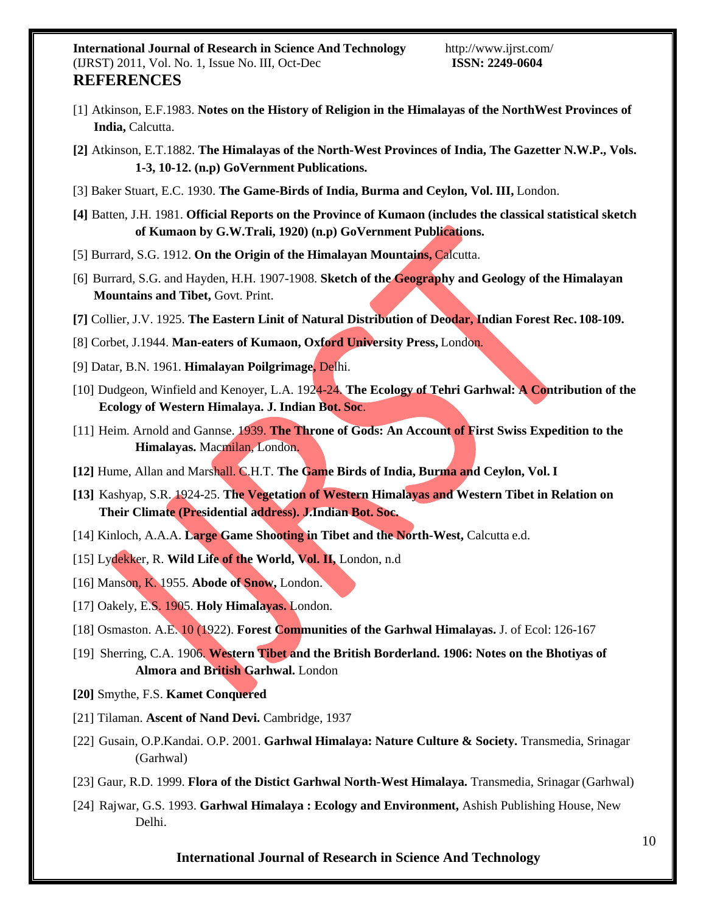## REFERENCES

[1] Atkinson, E.F.1983. **Notes on the History of Religion in the Himalayas of the NorthWest Provinces of India,** Calcutta.

**[2]** Atkinson, E.T.1882. **The Himalayas of the North-West Provinces of India, The Gazetter N.W.P., Vols. 1-3, 10-12. (n.p) GoVernment Publications.**

[3] Baker Stuart, E.C. 1930. **The Game-Birds of India, Burma and Ceylon, Vol. III,** London.

**[4]** Batten, J.H. 1981. **Official Reports on the Province of Kumaon (includes the classical statistical sketch of Kumaon by G.W.Trali, 1920) (n.p) GoVernment Publications.**

[5] Burrard, S.G. 1912. **On the Origin of the Himalayan Mountains,** Calcutta.

[6] Burrard, S.G. and Hayden, H.H. 1907-1908. **Sketch of the Geography and Geology of the Himalayan Mountains and Tibet,** Govt. Print.

**[7]** Collier, J.V. 1925. **The Eastern Linit of Natural Distribution of Deodar, Indian Forest Rec. 108-109.**

[8] Corbet, J.1944. **Man-eaters of Kumaon, Oxford University Press,** London.

[9] Datar, B.N. 1961. **Himalayan Poilgrimage,** Delhi.

[10] Dudgeon, Winfield and Kenoyer, L.A. 1924-24. **The Ecology of Tehri Garhwal: A Contribution of the Ecology of Western Himalaya. J. Indian Bot. Soc**.

[11] Heim. Arnold and Gannse. 1939. **The Throne of Gods: An Account of First Swiss Expedition to the Himalayas.** Macmilan, London.

**[12]** Hume, Allan and Marshall. C.H.T. **The Game Birds of India, Burma and Ceylon, Vol. I**

**[13]** Kashyap, S.R. 1924-25. **The Vegetation of Western Himalayas and Western Tibet in Relation on Their Climate (Presidential address). J.Indian Bot. Soc.**

[14] Kinloch, A.A.A. **Large Game Shooting in Tibet and the North-West,** Calcutta e.d.

[15] Lydekker, R. **Wild Life of the World, Vol. II,** London, n.d

[16] Manson, K. 1955. **Abode of Snow,** London.

[17] Oakely, E.S. 1905. **Holy Himalayas.** London.

[18] Osmaston. A.E. 10 (1922). **Forest Communities of the Garhwal Himalayas.** J. of Ecol: 126-167

[19] Sherring, C.A. 1906. **Western Tibet and the British Borderland. 1906: Notes on the Bhotiyas of Almora and British Garhwal.** London

**[20]** Smythe, F.S. **Kamet Conquered**

[21] Tilaman. **Ascent of Nand Devi.** Cambridge, 1937

[22] Gusain, O.P.Kandai. O.P. 2001. **Garhwal Himalaya: Nature Culture & Society.** Transmedia, Srinagar (Garhwal)

[23] Gaur, R.D. 1999. **Flora of the Distict Garhwal North-West Himalaya.** Transmedia, Srinagar (Garhwal)

[24] Rajwar, G.S. 1993. **Garhwal Himalaya : Ecology and Environment,** Ashish Publishing House, New Delhi.